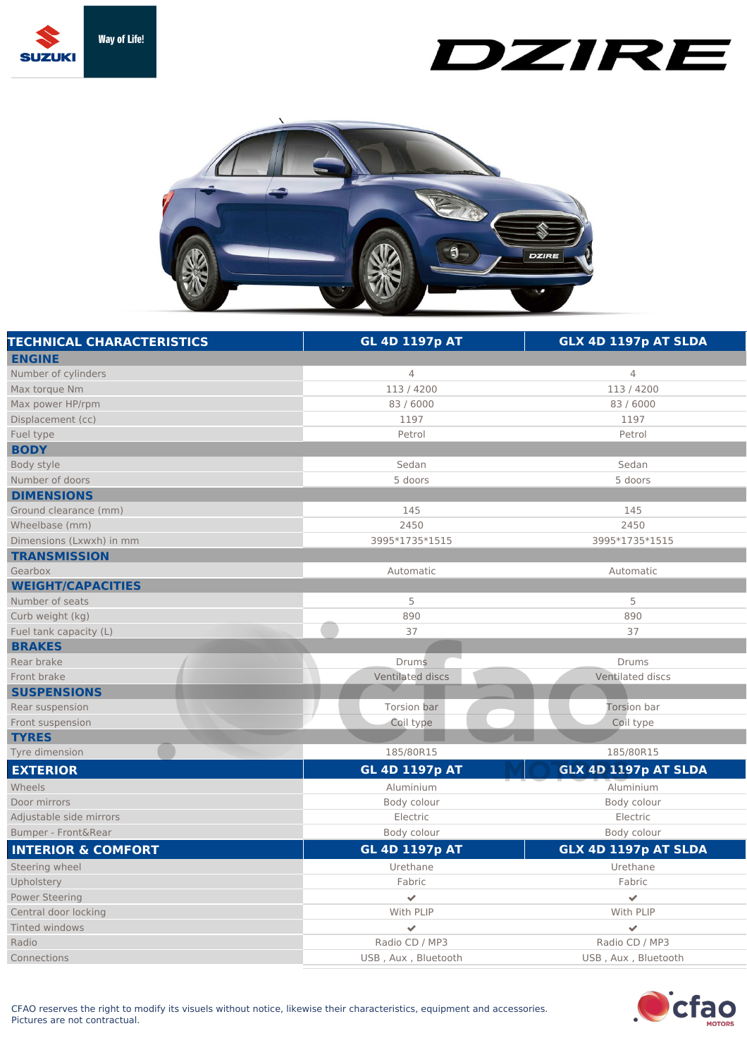# DZIRE

| TECHNICAL CHARACTERISTICS | GL 4D 1197p AT | GLX 4D 1197p AT SLDA |
| --- | --- | --- |
| **ENGINE** | | |
| Number of cylinders | 4 | 4 |
| Max torque Nm | 113 / 4200 | 113 / 4200 |
| Max power HP/rpm | 83 / 6000 | 83 / 6000 |
| Displacement (cc) | 1197 | 1197 |
| Fuel type | Petrol | Petrol |
| **BODY** | | |
| Body style | Sedan | Sedan |
| Number of doors | 5 doors | 5 doors |
| **DIMENSIONS** | | |
| Ground clearance (mm) | 145 | 145 |
| Wheelbase (mm) | 2450 | 2450 |
| Dimensions (Lxwxh) in mm | 3995*1735*1515 | 3995*1735*1515 |
| **TRANSMISSION** | | |
| Gearbox | Automatic | Automatic |
| **WEIGHT/CAPACITIES** | | |
| Number of seats | 5 | 5 |
| Curb weight (kg) | 890 | 890 |
| Fuel tank capacity (L) | 37 | 37 |
| **BRAKES** | | |
| Rear brake | Drums | Drums |
| Front brake | Ventilated discs | Ventilated discs |
| **SUSPENSIONS** | | |
| Rear suspension | Torsion bar | Torsion bar |
| Front suspension | Coil type | Coil type |
| **TYRES** | | |
| Tyre dimension | 185/80R15 | 185/80R15 |

| EXTERIOR | GL 4D 1197p AT | GLX 4D 1197p AT SLDA |
| --- | --- | --- |
| Wheels | Aluminium | Aluminium |
| Door mirrors | Body colour | Body colour |
| Adjustable side mirrors | Electric | Electric |
| Bumper - Front&Rear | Body colour | Body colour |

| INTERIOR & COMFORT | GL 4D 1197p AT | GLX 4D 1197p AT SLDA |
| --- | --- | --- |
| Steering wheel | Urethane | Urethane |
| Upholstery | Fabric | Fabric |
| Power Steering | ✔ | ✔ |
| Central door locking | With PLIP | With PLIP |
| Tinted windows | ✔ | ✔ |
| Radio | Radio CD / MP3 | Radio CD / MP3 |
| Connections | USB , Aux , Bluetooth | USB , Aux , Bluetooth |

CFAO reserves the right to modify its visuels without notice, likewise their characteristics, equipment and accessories.
Pictures are not contractual.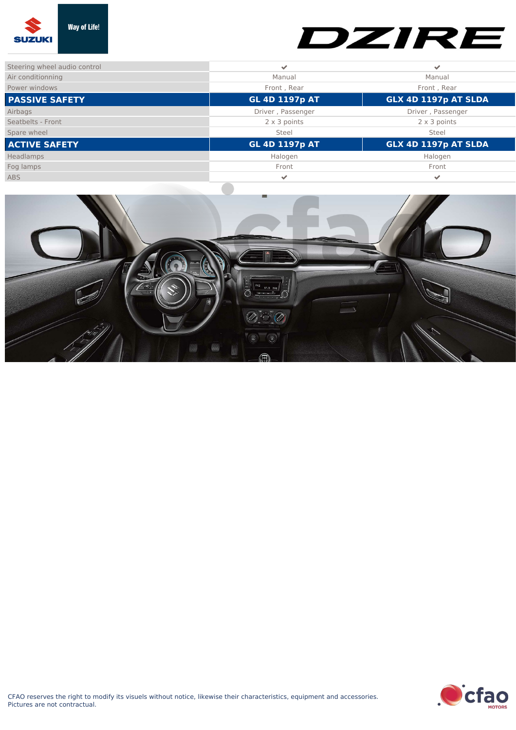| | | |
|---|---|---|
| Steering wheel audio control | ✔ | ✔ |
| Air conditionning | Manual | Manual |
| Power windows | Front , Rear | Front , Rear |
| **PASSIVE SAFETY** | **GL 4D 1197p AT** | **GLX 4D 1197p AT SLDA** |
| Airbags | Driver , Passenger | Driver , Passenger |
| Seatbelts - Front | 2 x 3 points | 2 x 3 points |
| Spare wheel | Steel | Steel |
| **ACTIVE SAFETY** | **GL 4D 1197p AT** | **GLX 4D 1197p AT SLDA** |
| Headlamps | Halogen | Halogen |
| Fog lamps | Front | Front |
| ABS | ✔ | ✔ |

CFAO reserves the right to modify its visuals without notice, likewise their characteristics, equipment and accessories.
Pictures are not contractual.